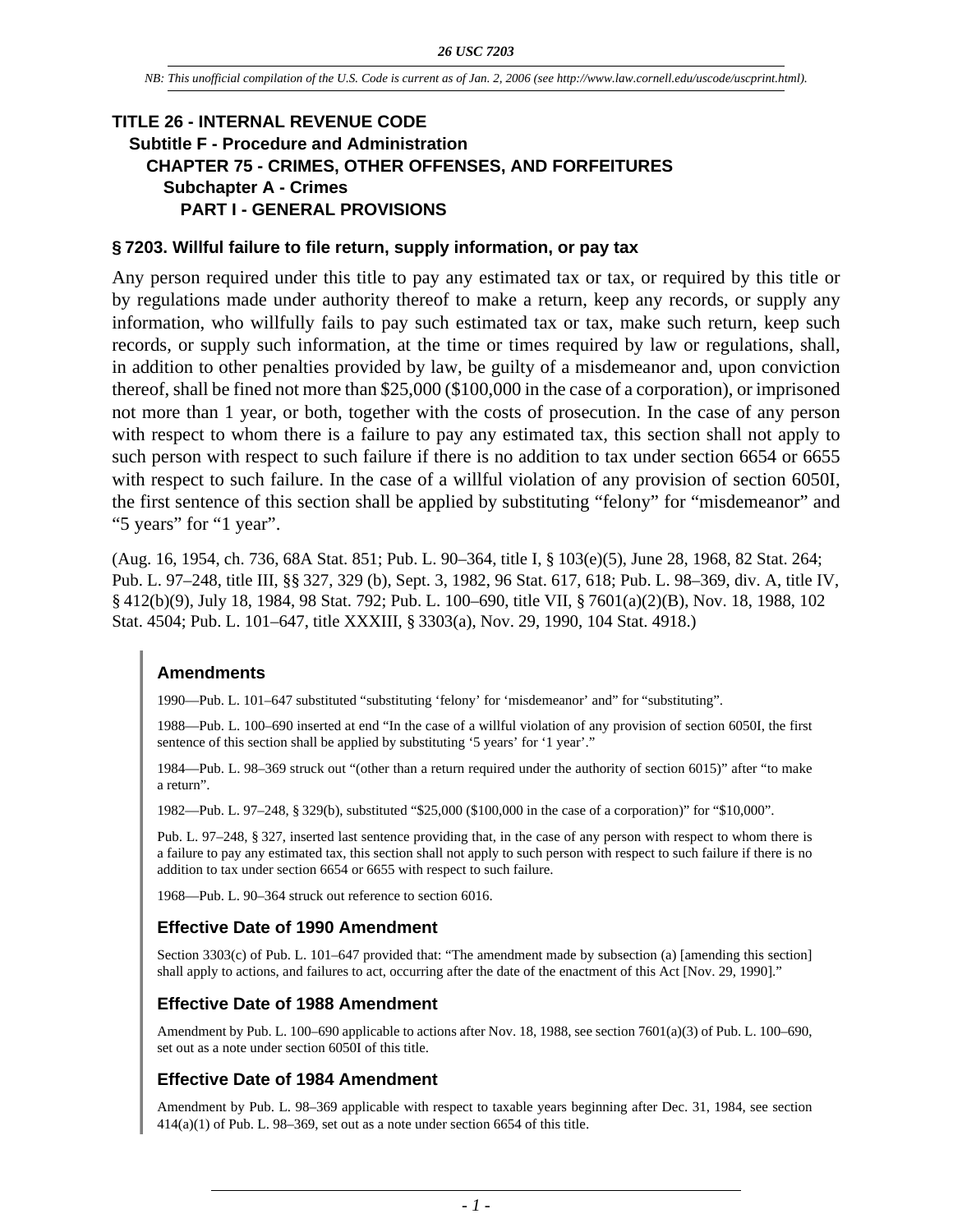# TITLE 26 - INTERNAL REVENUE CODE

## Subtitle F - Procedure and Administration

### CHAPTER 75 - CRIMES, OTHER OFFENSES, AND FORFEITURES

#### Subchapter A - Crimes

##### PART I - GENERAL PROVISIONS

**§ 7203. Willful failure to file return, supply information, or pay tax**

Any person required under this title to pay any estimated tax or tax, or required by this title or by regulations made under authority thereof to make a return, keep any records, or supply any information, who willfully fails to pay such estimated tax or tax, make such return, keep such records, or supply such information, at the time or times required by law or regulations, shall, in addition to other penalties provided by law, be guilty of a misdemeanor and, upon conviction thereof, shall be fined not more than $25,000 ($100,000 in the case of a corporation), or imprisoned not more than 1 year, or both, together with the costs of prosecution. In the case of any person with respect to whom there is a failure to pay any estimated tax, this section shall not apply to such person with respect to such failure if there is no addition to tax under section 6654 or 6655 with respect to such failure. In the case of a willful violation of any provision of section 6050I, the first sentence of this section shall be applied by substituting "felony" for "misdemeanor" and "5 years" for "1 year".

(Aug. 16, 1954, ch. 736, 68A Stat. 851; Pub. L. 90–364, title I, § 103(e)(5), June 28, 1968, 82 Stat. 264; Pub. L. 97–248, title III, §§ 327, 329 (b), Sept. 3, 1982, 96 Stat. 617, 618; Pub. L. 98–369, div. A, title IV, § 412(b)(9), July 18, 1984, 98 Stat. 792; Pub. L. 100–690, title VII, § 7601(a)(2)(B), Nov. 18, 1988, 102 Stat. 4504; Pub. L. 101–647, title XXXIII, § 3303(a), Nov. 29, 1990, 104 Stat. 4918.)

**Amendments**

1990—Pub. L. 101–647 substituted "substituting 'felony' for 'misdemeanor' and" for "substituting".

1988—Pub. L. 100–690 inserted at end "In the case of a willful violation of any provision of section 6050I, the first sentence of this section shall be applied by substituting '5 years' for '1 year'."

1984—Pub. L. 98–369 struck out "(other than a return required under the authority of section 6015)" after "to make a return".

1982—Pub. L. 97–248, § 329(b), substituted "$25,000 ($100,000 in the case of a corporation)" for "$10,000".

Pub. L. 97–248, § 327, inserted last sentence providing that, in the case of any person with respect to whom there is a failure to pay any estimated tax, this section shall not apply to such person with respect to such failure if there is no addition to tax under section 6654 or 6655 with respect to such failure.

1968—Pub. L. 90–364 struck out reference to section 6016.

**Effective Date of 1990 Amendment**

Section 3303(c) of Pub. L. 101–647 provided that: "The amendment made by subsection (a) [amending this section] shall apply to actions, and failures to act, occurring after the date of the enactment of this Act [Nov. 29, 1990]."

**Effective Date of 1988 Amendment**

Amendment by Pub. L. 100–690 applicable to actions after Nov. 18, 1988, see section 7601(a)(3) of Pub. L. 100–690, set out as a note under section 6050I of this title.

**Effective Date of 1984 Amendment**

Amendment by Pub. L. 98–369 applicable with respect to taxable years beginning after Dec. 31, 1984, see section 414(a)(1) of Pub. L. 98–369, set out as a note under section 6654 of this title.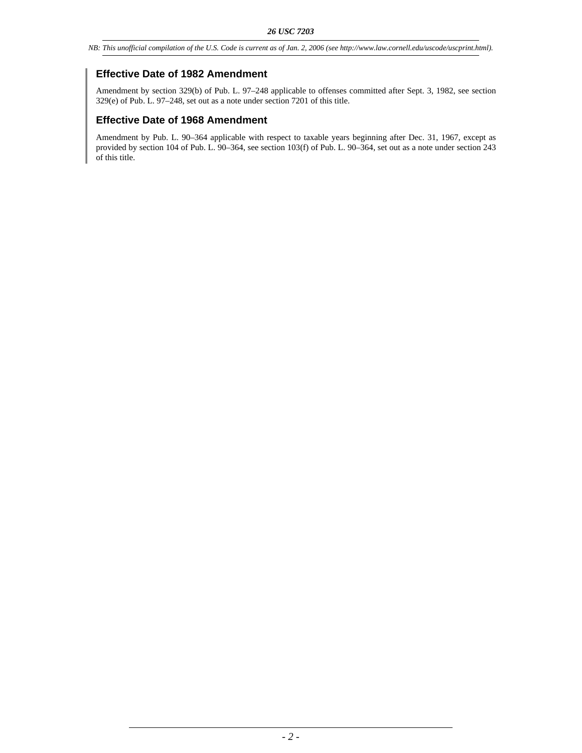## Effective Date of 1982 Amendment

Amendment by section 329(b) of Pub. L. 97–248 applicable to offenses committed after Sept. 3, 1982, see section 329(e) of Pub. L. 97–248, set out as a note under section 7201 of this title.

## Effective Date of 1968 Amendment

Amendment by Pub. L. 90–364 applicable with respect to taxable years beginning after Dec. 31, 1967, except as provided by section 104 of Pub. L. 90–364, see section 103(f) of Pub. L. 90–364, set out as a note under section 243 of this title.